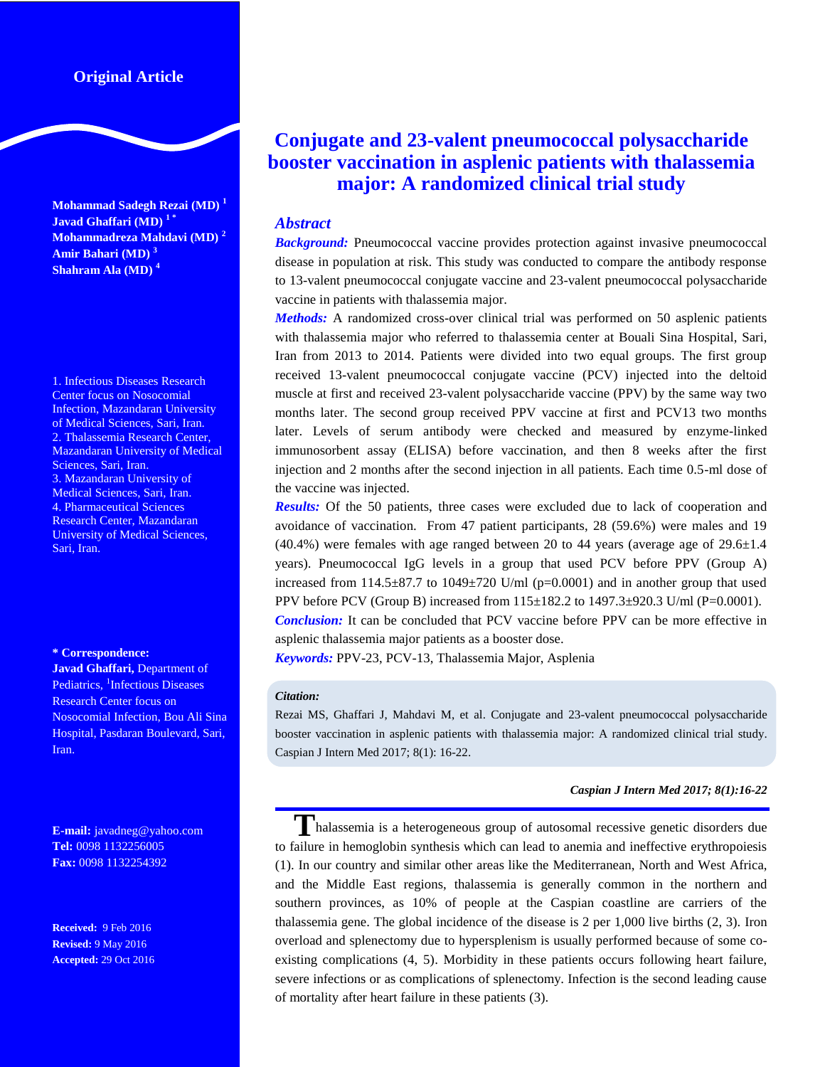Original Article

# Conjugate and 23-valent pneumococcal polysaccharide booster vaccination in asplenic patients with thalassemia major: A randomized clinical trial study

**Mohammad Sadegh Rezai (MD)** [1]
**Javad Ghaffari (MD)** [1*]
**Mohammadreza Mahdavi (MD)** [2]
**Amir Bahari (MD)** [3]
**Shahram Ala (MD)** [4]

1. Infectious Diseases Research Center focus on Nosocomial Infection, Mazandaran University of Medical Sciences, Sari, Iran.
2. Thalassemia Research Center, Mazandaran University of Medical Sciences, Sari, Iran.
3. Mazandaran University of Medical Sciences, Sari, Iran.
4. Pharmaceutical Sciences Research Center, Mazandaran University of Medical Sciences, Sari, Iran.

**\* Correspondence:**
**Javad Ghaffari,** Department of Pediatrics, [1]Infectious Diseases Research Center focus on Nosocomial Infection, Bou Ali Sina Hospital, Pasdaran Boulevard, Sari, Iran.

**E-mail:** javadneg@yahoo.com
**Tel:** 0098 1132256005
**Fax:** 0098 1132254392

**Received:** 9 Feb 2016
**Revised:** 9 May 2016
**Accepted:** 29 Oct 2016

## *Abstract*

***Background:*** Pneumococcal vaccine provides protection against invasive pneumococcal disease in population at risk. This study was conducted to compare the antibody response to 13-valent pneumococcal conjugate vaccine and 23-valent pneumococcal polysaccharide vaccine in patients with thalassemia major.

***Methods:*** A randomized cross-over clinical trial was performed on 50 asplenic patients with thalassemia major who referred to thalassemia center at Bouali Sina Hospital, Sari, Iran from 2013 to 2014. Patients were divided into two equal groups. The first group received 13-valent pneumococcal conjugate vaccine (PCV) injected into the deltoid muscle at first and received 23-valent polysaccharide vaccine (PPV) by the same way two months later. The second group received PPV vaccine at first and PCV13 two months later. Levels of serum antibody were checked and measured by enzyme-linked immunosorbent assay (ELISA) before vaccination, and then 8 weeks after the first injection and 2 months after the second injection in all patients. Each time 0.5-ml dose of the vaccine was injected.

***Results:*** Of the 50 patients, three cases were excluded due to lack of cooperation and avoidance of vaccination. From 47 patient participants, 28 (59.6%) were males and 19 (40.4%) were females with age ranged between 20 to 44 years (average age of 29.6±1.4 years). Pneumococcal IgG levels in a group that used PCV before PPV (Group A) increased from 114.5±87.7 to 1049±720 U/ml (p=0.0001) and in another group that used PPV before PCV (Group B) increased from 115±182.2 to 1497.3±920.3 U/ml (P=0.0001).

***Conclusion:*** It can be concluded that PCV vaccine before PPV can be more effective in asplenic thalassemia major patients as a booster dose.

***Keywords:*** PPV-23, PCV-13, Thalassemia Major, Asplenia

***Citation:***
Rezai MS, Ghaffari J, Mahdavi M, et al. Conjugate and 23-valent pneumococcal polysaccharide booster vaccination in asplenic patients with thalassemia major: A randomized clinical trial study. Caspian J Intern Med 2017; 8(1): 16-22.

Thalassemia is a heterogeneous group of autosomal recessive genetic disorders due to failure in hemoglobin synthesis which can lead to anemia and ineffective erythropoiesis (1). In our country and similar other areas like the Mediterranean, North and West Africa, and the Middle East regions, thalassemia is generally common in the northern and southern provinces, as 10% of people at the Caspian coastline are carriers of the thalassemia gene. The global incidence of the disease is 2 per 1,000 live births (2, 3). Iron overload and splenectomy due to hypersplenism is usually performed because of some co-existing complications (4, 5). Morbidity in these patients occurs following heart failure, severe infections or as complications of splenectomy. Infection is the second leading cause of mortality after heart failure in these patients (3).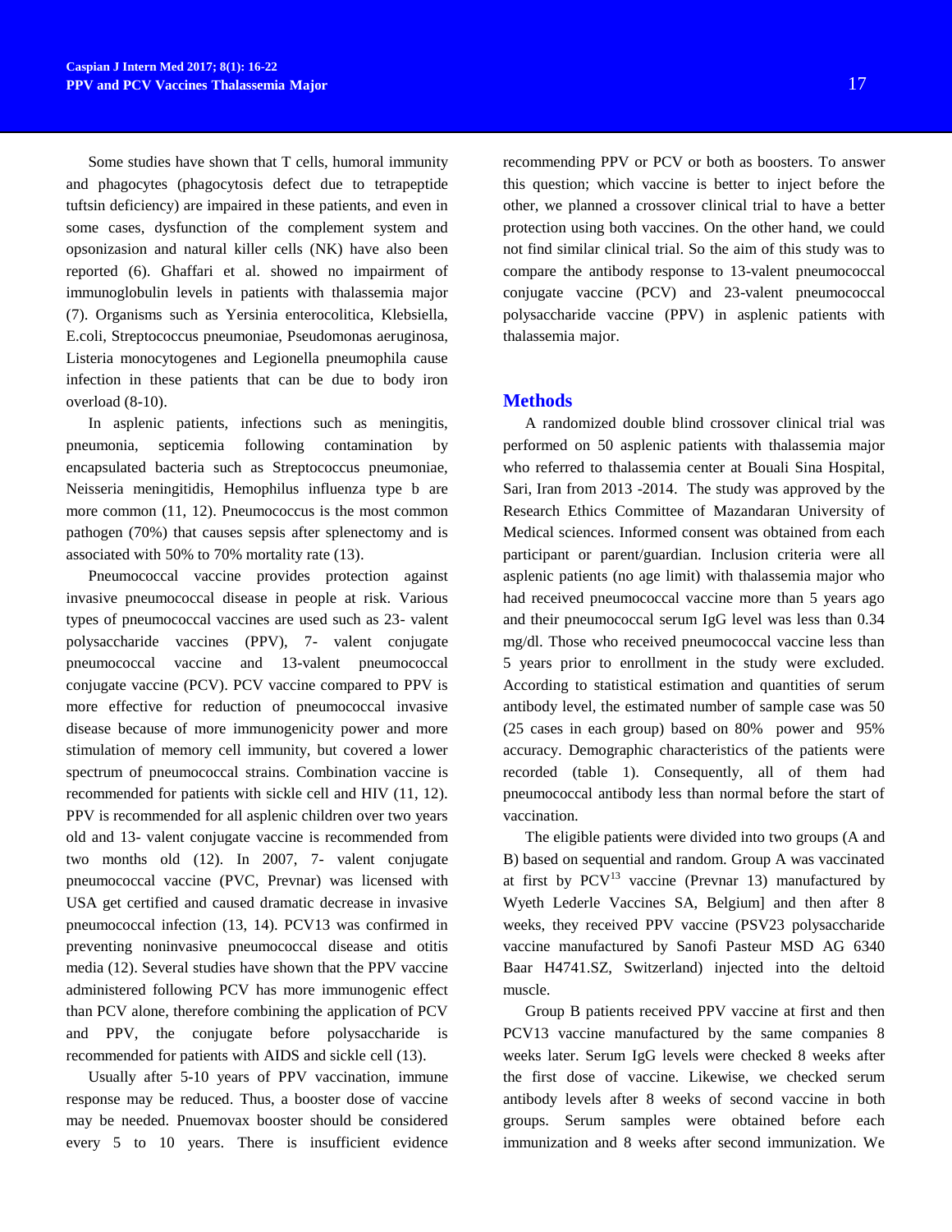Some studies have shown that T cells, humoral immunity and phagocytes (phagocytosis defect due to tetrapeptide tuftsin deficiency) are impaired in these patients, and even in some cases, dysfunction of the complement system and opsonizasion and natural killer cells (NK) have also been reported (6). Ghaffari et al. showed no impairment of immunoglobulin levels in patients with thalassemia major (7). Organisms such as Yersinia enterocolitica, Klebsiella, E.coli, Streptococcus pneumoniae, Pseudomonas aeruginosa, Listeria monocytogenes and Legionella pneumophila cause infection in these patients that can be due to body iron overload (8-10).

In asplenic patients, infections such as meningitis, pneumonia, septicemia following contamination by encapsulated bacteria such as Streptococcus pneumoniae, Neisseria meningitidis, Hemophilus influenza type b are more common (11, 12). Pneumococcus is the most common pathogen (70%) that causes sepsis after splenectomy and is associated with 50% to 70% mortality rate (13).

Pneumococcal vaccine provides protection against invasive pneumococcal disease in people at risk. Various types of pneumococcal vaccines are used such as 23- valent polysaccharide vaccines (PPV), 7- valent conjugate pneumococcal vaccine and 13-valent pneumococcal conjugate vaccine (PCV). PCV vaccine compared to PPV is more effective for reduction of pneumococcal invasive disease because of more immunogenicity power and more stimulation of memory cell immunity, but covered a lower spectrum of pneumococcal strains. Combination vaccine is recommended for patients with sickle cell and HIV (11, 12). PPV is recommended for all asplenic children over two years old and 13- valent conjugate vaccine is recommended from two months old (12). In 2007, 7- valent conjugate pneumococcal vaccine (PVC, Prevnar) was licensed with USA get certified and caused dramatic decrease in invasive pneumococcal infection (13, 14). PCV13 was confirmed in preventing noninvasive pneumococcal disease and otitis media (12). Several studies have shown that the PPV vaccine administered following PCV has more immunogenic effect than PCV alone, therefore combining the application of PCV and PPV, the conjugate before polysaccharide is recommended for patients with AIDS and sickle cell (13).

Usually after 5-10 years of PPV vaccination, immune response may be reduced. Thus, a booster dose of vaccine may be needed. Pnuemovax booster should be considered every 5 to 10 years. There is insufficient evidence recommending PPV or PCV or both as boosters. To answer this question; which vaccine is better to inject before the other, we planned a crossover clinical trial to have a better protection using both vaccines. On the other hand, we could not find similar clinical trial. So the aim of this study was to compare the antibody response to 13-valent pneumococcal conjugate vaccine (PCV) and 23-valent pneumococcal polysaccharide vaccine (PPV) in asplenic patients with thalassemia major.

## Methods

A randomized double blind crossover clinical trial was performed on 50 asplenic patients with thalassemia major who referred to thalassemia center at Bouali Sina Hospital, Sari, Iran from 2013 -2014. The study was approved by the Research Ethics Committee of Mazandaran University of Medical sciences. Informed consent was obtained from each participant or parent/guardian. Inclusion criteria were all asplenic patients (no age limit) with thalassemia major who had received pneumococcal vaccine more than 5 years ago and their pneumococcal serum IgG level was less than 0.34 mg/dl. Those who received pneumococcal vaccine less than 5 years prior to enrollment in the study were excluded. According to statistical estimation and quantities of serum antibody level, the estimated number of sample case was 50 (25 cases in each group) based on 80% power and 95% accuracy. Demographic characteristics of the patients were recorded (table 1). Consequently, all of them had pneumococcal antibody less than normal before the start of vaccination.

The eligible patients were divided into two groups (A and B) based on sequential and random. Group A was vaccinated at first by $PCV^{13}$ vaccine (Prevnar 13) manufactured by Wyeth Lederle Vaccines SA, Belgium] and then after 8 weeks, they received PPV vaccine (PSV23 polysaccharide vaccine manufactured by Sanofi Pasteur MSD AG 6340 Baar H4741.SZ, Switzerland) injected into the deltoid muscle.

Group B patients received PPV vaccine at first and then PCV13 vaccine manufactured by the same companies 8 weeks later. Serum IgG levels were checked 8 weeks after the first dose of vaccine. Likewise, we checked serum antibody levels after 8 weeks of second vaccine in both groups. Serum samples were obtained before each immunization and 8 weeks after second immunization. We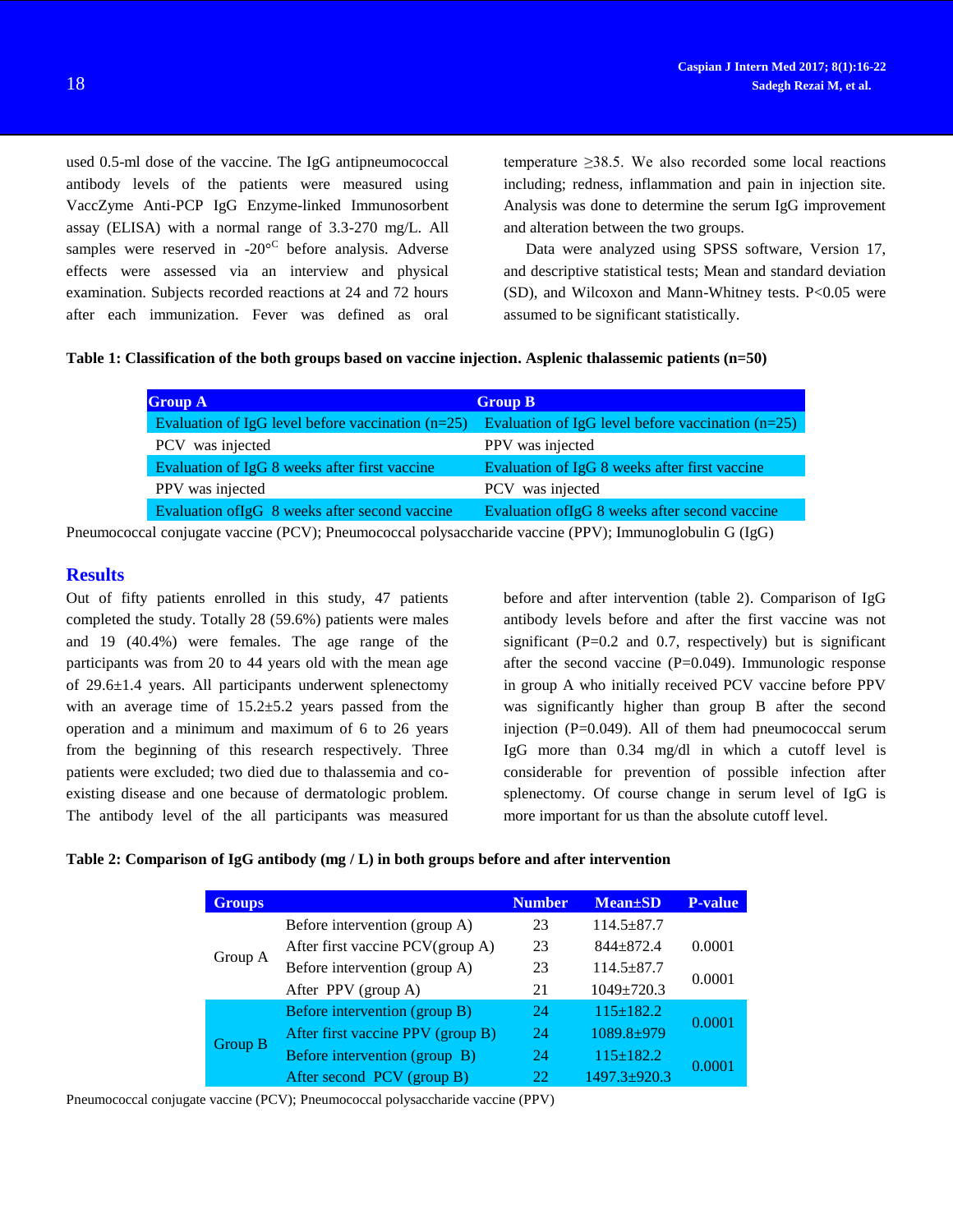used 0.5-ml dose of the vaccine. The IgG antipneumococcal antibody levels of the patients were measured using VaccZyme Anti-PCP IgG Enzyme-linked Immunosorbent assay (ELISA) with a normal range of 3.3-270 mg/L. All samples were reserved in -20$^{oC}$ before analysis. Adverse effects were assessed via an interview and physical examination. Subjects recorded reactions at 24 and 72 hours after each immunization. Fever was defined as oral temperature ≥38.5. We also recorded some local reactions including; redness, inflammation and pain in injection site. Analysis was done to determine the serum IgG improvement and alteration between the two groups.

Data were analyzed using SPSS software, Version 17, and descriptive statistical tests; Mean and standard deviation (SD), and Wilcoxon and Mann-Whitney tests. P<0.05 were assumed to be significant statistically.

**Table 1: Classification of the both groups based on vaccine injection. Asplenic thalassemic patients (n=50)**

| Group A | Group B |
|---|---|
| Evaluation of IgG level before vaccination (n=25) | Evaluation of IgG level before vaccination (n=25) |
| PCV was injected | PPV was injected |
| Evaluation of IgG 8 weeks after first vaccine | Evaluation of IgG 8 weeks after first vaccine |
| PPV was injected | PCV was injected |
| Evaluation ofIgG 8 weeks after second vaccine | Evaluation ofIgG 8 weeks after second vaccine |

Pneumococcal conjugate vaccine (PCV); Pneumococcal polysaccharide vaccine (PPV); Immunoglobulin G (IgG)

## Results

Out of fifty patients enrolled in this study, 47 patients completed the study. Totally 28 (59.6%) patients were males and 19 (40.4%) were females. The age range of the participants was from 20 to 44 years old with the mean age of 29.6±1.4 years. All participants underwent splenectomy with an average time of 15.2±5.2 years passed from the operation and a minimum and maximum of 6 to 26 years from the beginning of this research respectively. Three patients were excluded; two died due to thalassemia and co-existing disease and one because of dermatologic problem. The antibody level of the all participants was measured before and after intervention (table 2). Comparison of IgG antibody levels before and after the first vaccine was not significant (P=0.2 and 0.7, respectively) but is significant after the second vaccine (P=0.049). Immunologic response in group A who initially received PCV vaccine before PPV was significantly higher than group B after the second injection (P=0.049). All of them had pneumococcal serum IgG more than 0.34 mg/dl in which a cutoff level is considerable for prevention of possible infection after splenectomy. Of course change in serum level of IgG is more important for us than the absolute cutoff level.

**Table 2: Comparison of IgG antibody (mg / L) in both groups before and after intervention**

| Groups | | Number | Mean±SD | P-value |
|---|---|---|---|---|
| Group A | Before intervention (group A) | 23 | 114.5±87.7 | 0.0001 |
| | After first vaccine PCV(group A) | 23 | 844±872.4 | |
| | Before intervention (group A) | 23 | 114.5±87.7 | 0.0001 |
| | After PPV (group A) | 21 | 1049±720.3 | |
| Group B | Before intervention (group B) | 24 | 115±182.2 | 0.0001 |
| | After first vaccine PPV (group B) | 24 | 1089.8±979 | |
| | Before intervention (group B) | 24 | 115±182.2 | 0.0001 |
| | After second PCV (group B) | 22 | 1497.3±920.3 | |

Pneumococcal conjugate vaccine (PCV); Pneumococcal polysaccharide vaccine (PPV)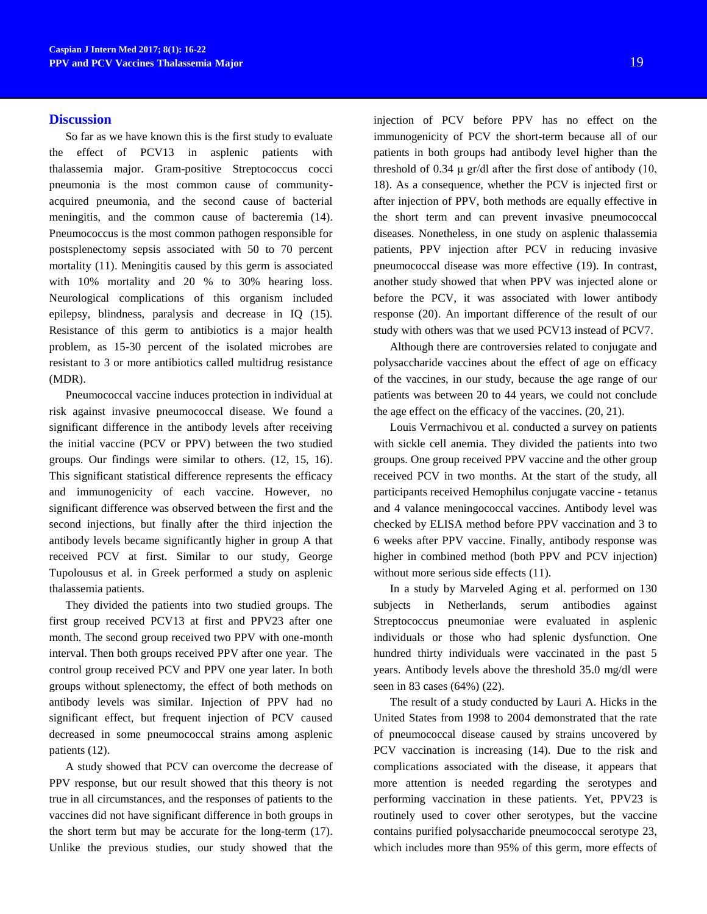## Discussion

So far as we have known this is the first study to evaluate the effect of PCV13 in asplenic patients with thalassemia major. Gram-positive Streptococcus cocci pneumonia is the most common cause of community-acquired pneumonia, and the second cause of bacterial meningitis, and the common cause of bacteremia (14). Pneumococcus is the most common pathogen responsible for postsplenectomy sepsis associated with 50 to 70 percent mortality (11). Meningitis caused by this germ is associated with 10% mortality and 20 % to 30% hearing loss. Neurological complications of this organism included epilepsy, blindness, paralysis and decrease in IQ (15). Resistance of this germ to antibiotics is a major health problem, as 15-30 percent of the isolated microbes are resistant to 3 or more antibiotics called multidrug resistance (MDR).

Pneumococcal vaccine induces protection in individual at risk against invasive pneumococcal disease. We found a significant difference in the antibody levels after receiving the initial vaccine (PCV or PPV) between the two studied groups. Our findings were similar to others. (12, 15, 16). This significant statistical difference represents the efficacy and immunogenicity of each vaccine. However, no significant difference was observed between the first and the second injections, but finally after the third injection the antibody levels became significantly higher in group A that received PCV at first. Similar to our study, George Tupolousus et al. in Greek performed a study on asplenic thalassemia patients.

They divided the patients into two studied groups. The first group received PCV13 at first and PPV23 after one month. The second group received two PPV with one-month interval. Then both groups received PPV after one year. The control group received PCV and PPV one year later. In both groups without splenectomy, the effect of both methods on antibody levels was similar. Injection of PPV had no significant effect, but frequent injection of PCV caused decreased in some pneumococcal strains among asplenic patients (12).

A study showed that PCV can overcome the decrease of PPV response, but our result showed that this theory is not true in all circumstances, and the responses of patients to the vaccines did not have significant difference in both groups in the short term but may be accurate for the long-term (17). Unlike the previous studies, our study showed that the injection of PCV before PPV has no effect on the immunogenicity of PCV the short-term because all of our patients in both groups had antibody level higher than the threshold of 0.34 µ gr/dl after the first dose of antibody (10, 18). As a consequence, whether the PCV is injected first or after injection of PPV, both methods are equally effective in the short term and can prevent invasive pneumococcal diseases. Nonetheless, in one study on asplenic thalassemia patients, PPV injection after PCV in reducing invasive pneumococcal disease was more effective (19). In contrast, another study showed that when PPV was injected alone or before the PCV, it was associated with lower antibody response (20). An important difference of the result of our study with others was that we used PCV13 instead of PCV7.

Although there are controversies related to conjugate and polysaccharide vaccines about the effect of age on efficacy of the vaccines, in our study, because the age range of our patients was between 20 to 44 years, we could not conclude the age effect on the efficacy of the vaccines. (20, 21).

Louis Verrnachivou et al. conducted a survey on patients with sickle cell anemia. They divided the patients into two groups. One group received PPV vaccine and the other group received PCV in two months. At the start of the study, all participants received Hemophilus conjugate vaccine - tetanus and 4 valance meningococcal vaccines. Antibody level was checked by ELISA method before PPV vaccination and 3 to 6 weeks after PPV vaccine. Finally, antibody response was higher in combined method (both PPV and PCV injection) without more serious side effects (11).

In a study by Marveled Aging et al. performed on 130 subjects in Netherlands, serum antibodies against Streptococcus pneumoniae were evaluated in asplenic individuals or those who had splenic dysfunction. One hundred thirty individuals were vaccinated in the past 5 years. Antibody levels above the threshold 35.0 mg/dl were seen in 83 cases (64%) (22).

The result of a study conducted by Lauri A. Hicks in the United States from 1998 to 2004 demonstrated that the rate of pneumococcal disease caused by strains uncovered by PCV vaccination is increasing (14). Due to the risk and complications associated with the disease, it appears that more attention is needed regarding the serotypes and performing vaccination in these patients. Yet, PPV23 is routinely used to cover other serotypes, but the vaccine contains purified polysaccharide pneumococcal serotype 23, which includes more than 95% of this germ, more effects of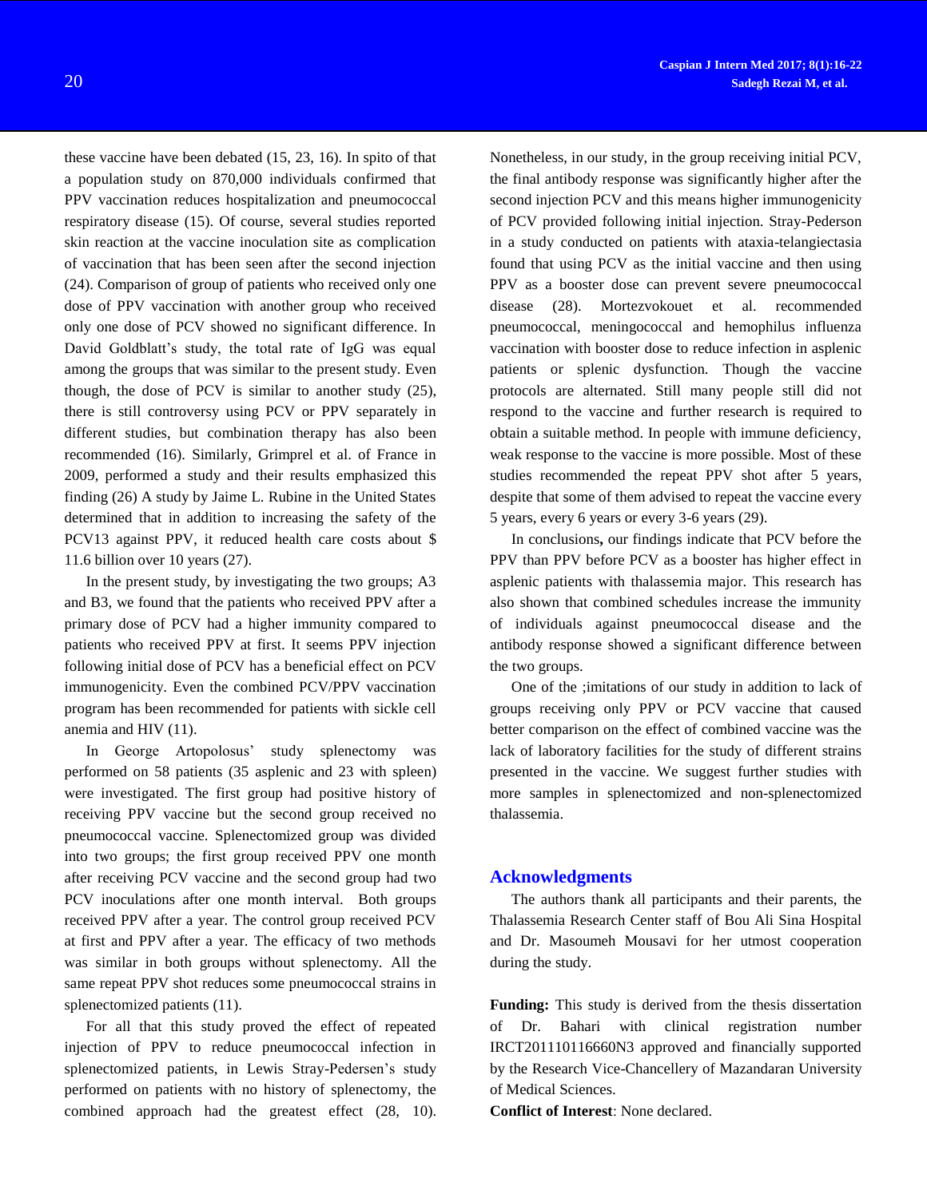these vaccine have been debated (15, 23, 16). In spito of that a population study on 870,000 individuals confirmed that PPV vaccination reduces hospitalization and pneumococcal respiratory disease (15). Of course, several studies reported skin reaction at the vaccine inoculation site as complication of vaccination that has been seen after the second injection (24). Comparison of group of patients who received only one dose of PPV vaccination with another group who received only one dose of PCV showed no significant difference. In David Goldblatt's study, the total rate of IgG was equal among the groups that was similar to the present study. Even though, the dose of PCV is similar to another study (25), there is still controversy using PCV or PPV separately in different studies, but combination therapy has also been recommended (16). Similarly, Grimprel et al. of France in 2009, performed a study and their results emphasized this finding (26) A study by Jaime L. Rubine in the United States determined that in addition to increasing the safety of the PCV13 against PPV, it reduced health care costs about $ 11.6 billion over 10 years (27).

In the present study, by investigating the two groups; A3 and B3, we found that the patients who received PPV after a primary dose of PCV had a higher immunity compared to patients who received PPV at first. It seems PPV injection following initial dose of PCV has a beneficial effect on PCV immunogenicity. Even the combined PCV/PPV vaccination program has been recommended for patients with sickle cell anemia and HIV (11).

In George Artopolosus' study splenectomy was performed on 58 patients (35 asplenic and 23 with spleen) were investigated. The first group had positive history of receiving PPV vaccine but the second group received no pneumococcal vaccine. Splenectomized group was divided into two groups; the first group received PPV one month after receiving PCV vaccine and the second group had two PCV inoculations after one month interval. Both groups received PPV after a year. The control group received PCV at first and PPV after a year. The efficacy of two methods was similar in both groups without splenectomy. All the same repeat PPV shot reduces some pneumococcal strains in splenectomized patients (11).

For all that this study proved the effect of repeated injection of PPV to reduce pneumococcal infection in splenectomized patients, in Lewis Stray-Pedersen's study performed on patients with no history of splenectomy, the combined approach had the greatest effect (28, 10). Nonetheless, in our study, in the group receiving initial PCV, the final antibody response was significantly higher after the second injection PCV and this means higher immunogenicity of PCV provided following initial injection. Stray-Pederson in a study conducted on patients with ataxia-telangiectasia found that using PCV as the initial vaccine and then using PPV as a booster dose can prevent severe pneumococcal disease (28). Mortezvokouet et al. recommended pneumococcal, meningococcal and hemophilus influenza vaccination with booster dose to reduce infection in asplenic patients or splenic dysfunction. Though the vaccine protocols are alternated. Still many people still did not respond to the vaccine and further research is required to obtain a suitable method. In people with immune deficiency, weak response to the vaccine is more possible. Most of these studies recommended the repeat PPV shot after 5 years, despite that some of them advised to repeat the vaccine every 5 years, every 6 years or every 3-6 years (29).

In conclusions**,** our findings indicate that PCV before the PPV than PPV before PCV as a booster has higher effect in asplenic patients with thalassemia major. This research has also shown that combined schedules increase the immunity of individuals against pneumococcal disease and the antibody response showed a significant difference between the two groups.

One of the ;imitations of our study in addition to lack of groups receiving only PPV or PCV vaccine that caused better comparison on the effect of combined vaccine was the lack of laboratory facilities for the study of different strains presented in the vaccine. We suggest further studies with more samples in splenectomized and non-splenectomized thalassemia.

## Acknowledgments

The authors thank all participants and their parents, the Thalassemia Research Center staff of Bou Ali Sina Hospital and Dr. Masoumeh Mousavi for her utmost cooperation during the study.

**Funding:** This study is derived from the thesis dissertation of Dr. Bahari with clinical registration number IRCT201110116660N3 approved and financially supported by the Research Vice-Chancellery of Mazandaran University of Medical Sciences.

**Conflict of Interest**: None declared.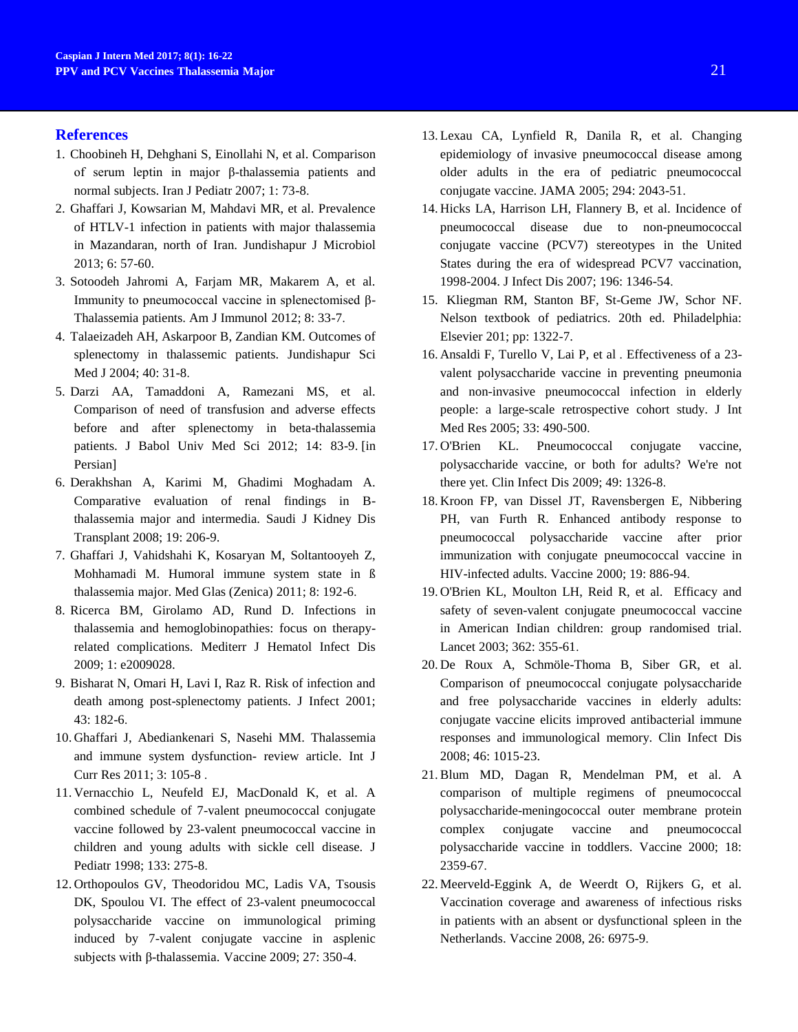## References

1. Choobineh H, Dehghani S, Einollahi N, et al. Comparison of serum leptin in major β-thalassemia patients and normal subjects. Iran J Pediatr 2007; 1: 73-8.
2. Ghaffari J, Kowsarian M, Mahdavi MR, et al. Prevalence of HTLV-1 infection in patients with major thalassemia in Mazandaran, north of Iran. Jundishapur J Microbiol 2013; 6: 57-60.
3. Sotoodeh Jahromi A, Farjam MR, Makarem A, et al. Immunity to pneumococcal vaccine in splenectomised β-Thalassemia patients. Am J Immunol 2012; 8: 33-7.
4. Talaeizadeh AH, Askarpoor B, Zandian KM. Outcomes of splenectomy in thalassemic patients. Jundishapur Sci Med J 2004; 40: 31-8.
5. Darzi AA, Tamaddoni A, Ramezani MS, et al. Comparison of need of transfusion and adverse effects before and after splenectomy in beta-thalassemia patients. J Babol Univ Med Sci 2012; 14: 83-9. [in Persian]
6. Derakhshan A, Karimi M, Ghadimi Moghadam A. Comparative evaluation of renal findings in B-thalassemia major and intermedia. Saudi J Kidney Dis Transplant 2008; 19: 206-9.
7. Ghaffari J, Vahidshahi K, Kosaryan M, Soltantooyeh Z, Mohhamadi M. Humoral immune system state in ß thalassemia major. Med Glas (Zenica) 2011; 8: 192-6.
8. Ricerca BM, Girolamo AD, Rund D. Infections in thalassemia and hemoglobinopathies: focus on therapy-related complications. Mediterr J Hematol Infect Dis 2009; 1: e2009028.
9. Bisharat N, Omari H, Lavi I, Raz R. Risk of infection and death among post-splenectomy patients. J Infect 2001; 43: 182-6.
10. Ghaffari J, Abediankenari S, Nasehi MM. Thalassemia and immune system dysfunction- review article. Int J Curr Res 2011; 3: 105-8 .
11. Vernacchio L, Neufeld EJ, MacDonald K, et al. A combined schedule of 7-valent pneumococcal conjugate vaccine followed by 23-valent pneumococcal vaccine in children and young adults with sickle cell disease. J Pediatr 1998; 133: 275-8.
12. Orthopoulos GV, Theodoridou MC, Ladis VA, Tsousis DK, Spoulou VI. The effect of 23-valent pneumococcal polysaccharide vaccine on immunological priming induced by 7-valent conjugate vaccine in asplenic subjects with β-thalassemia. Vaccine 2009; 27: 350-4.
13. Lexau CA, Lynfield R, Danila R, et al. Changing epidemiology of invasive pneumococcal disease among older adults in the era of pediatric pneumococcal conjugate vaccine. JAMA 2005; 294: 2043-51.
14. Hicks LA, Harrison LH, Flannery B, et al. Incidence of pneumococcal disease due to non-pneumococcal conjugate vaccine (PCV7) stereotypes in the United States during the era of widespread PCV7 vaccination, 1998-2004. J Infect Dis 2007; 196: 1346-54.
15. Kliegman RM, Stanton BF, St-Geme JW, Schor NF. Nelson textbook of pediatrics. 20th ed. Philadelphia: Elsevier 201; pp: 1322-7.
16. Ansaldi F, Turello V, Lai P, et al . Effectiveness of a 23-valent polysaccharide vaccine in preventing pneumonia and non-invasive pneumococcal infection in elderly people: a large-scale retrospective cohort study. J Int Med Res 2005; 33: 490-500.
17. O'Brien KL. Pneumococcal conjugate vaccine, polysaccharide vaccine, or both for adults? We're not there yet. Clin Infect Dis 2009; 49: 1326-8.
18. Kroon FP, van Dissel JT, Ravensbergen E, Nibbering PH, van Furth R. Enhanced antibody response to pneumococcal polysaccharide vaccine after prior immunization with conjugate pneumococcal vaccine in HIV-infected adults. Vaccine 2000; 19: 886-94.
19. O'Brien KL, Moulton LH, Reid R, et al. Efficacy and safety of seven-valent conjugate pneumococcal vaccine in American Indian children: group randomised trial. Lancet 2003; 362: 355-61.
20. De Roux A, Schmöle-Thoma B, Siber GR, et al. Comparison of pneumococcal conjugate polysaccharide and free polysaccharide vaccines in elderly adults: conjugate vaccine elicits improved antibacterial immune responses and immunological memory. Clin Infect Dis 2008; 46: 1015-23.
21. Blum MD, Dagan R, Mendelman PM, et al. A comparison of multiple regimens of pneumococcal polysaccharide-meningococcal outer membrane protein complex conjugate vaccine and pneumococcal polysaccharide vaccine in toddlers. Vaccine 2000; 18: 2359-67.
22. Meerveld-Eggink A, de Weerdt O, Rijkers G, et al. Vaccination coverage and awareness of infectious risks in patients with an absent or dysfunctional spleen in the Netherlands. Vaccine 2008, 26: 6975-9.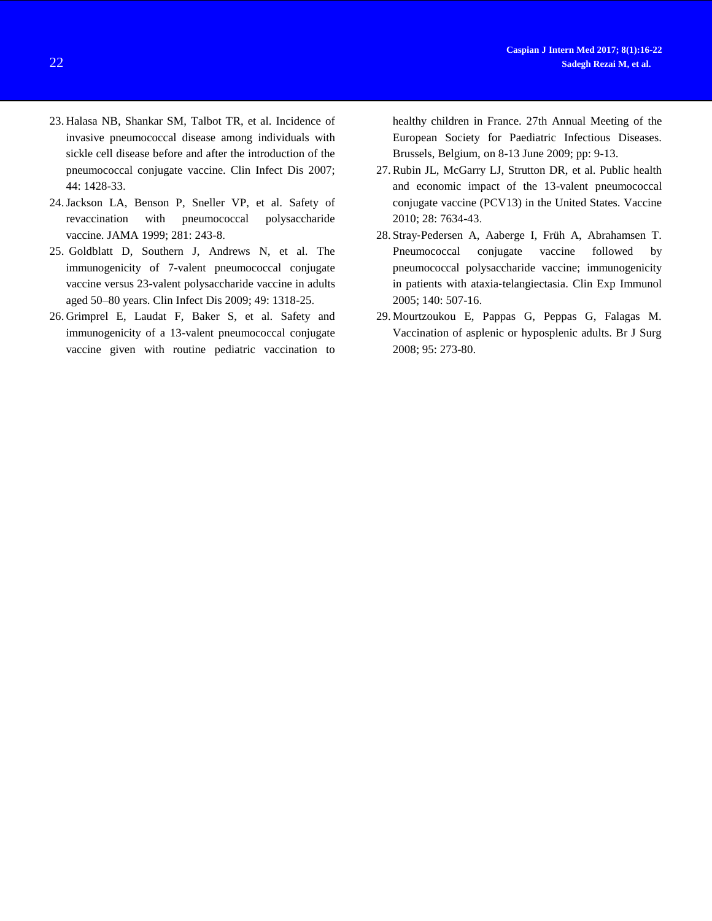23. Halasa NB, Shankar SM, Talbot TR, et al. Incidence of invasive pneumococcal disease among individuals with sickle cell disease before and after the introduction of the pneumococcal conjugate vaccine. Clin Infect Dis 2007; 44: 1428-33.
24. Jackson LA, Benson P, Sneller VP, et al. Safety of revaccination with pneumococcal polysaccharide vaccine. JAMA 1999; 281: 243-8.
25. Goldblatt D, Southern J, Andrews N, et al. The immunogenicity of 7-valent pneumococcal conjugate vaccine versus 23-valent polysaccharide vaccine in adults aged 50–80 years. Clin Infect Dis 2009; 49: 1318-25.
26. Grimprel E, Laudat F, Baker S, et al. Safety and immunogenicity of a 13-valent pneumococcal conjugate vaccine given with routine pediatric vaccination to healthy children in France. 27th Annual Meeting of the European Society for Paediatric Infectious Diseases. Brussels, Belgium, on 8-13 June 2009; pp: 9-13.
27. Rubin JL, McGarry LJ, Strutton DR, et al. Public health and economic impact of the 13-valent pneumococcal conjugate vaccine (PCV13) in the United States. Vaccine 2010; 28: 7634-43.
28. Stray-Pedersen A, Aaberge I, Früh A, Abrahamsen T. Pneumococcal conjugate vaccine followed by pneumococcal polysaccharide vaccine; immunogenicity in patients with ataxia-telangiectasia. Clin Exp Immunol 2005; 140: 507-16.
29. Mourtzoukou E, Pappas G, Peppas G, Falagas M. Vaccination of asplenic or hyposplenic adults. Br J Surg 2008; 95: 273-80.